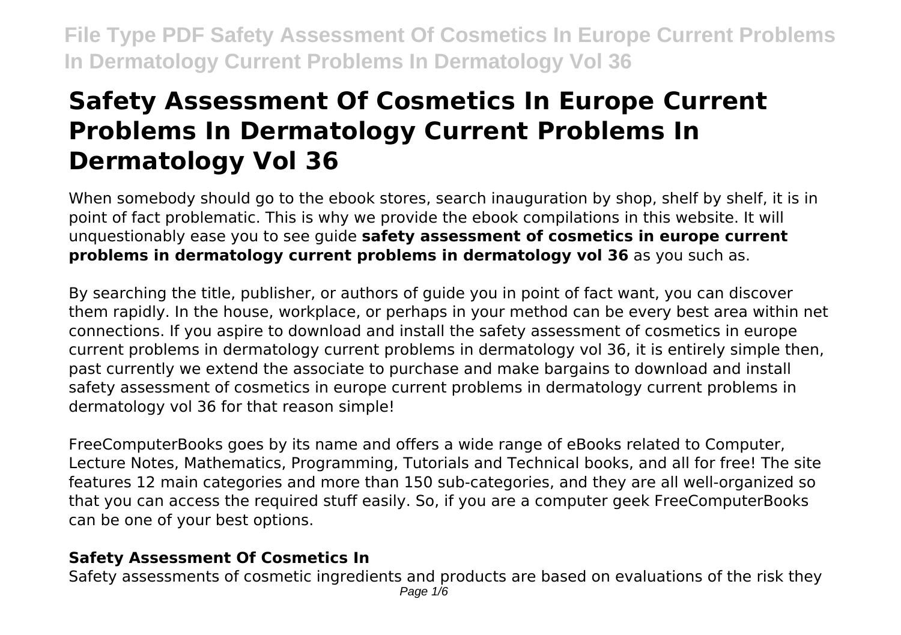# Safety Assessment Of Cosmetics In Europe Current Problems In Dermatology Current Problems In Dermatology Vol 36

When somebody should go to the ebook stores, search inauguration by shop, shelf by shelf, it is in point of fact problematic. This is why we provide the ebook compilations in this website. It will unquestionably ease you to see guide **safety assessment of cosmetics in europe current problems in dermatology current problems in dermatology vol 36** as you such as.

By searching the title, publisher, or authors of guide you in point of fact want, you can discover them rapidly. In the house, workplace, or perhaps in your method can be every best area within net connections. If you aspire to download and install the safety assessment of cosmetics in europe current problems in dermatology current problems in dermatology vol 36, it is entirely simple then, past currently we extend the associate to purchase and make bargains to download and install safety assessment of cosmetics in europe current problems in dermatology current problems in dermatology vol 36 for that reason simple!

FreeComputerBooks goes by its name and offers a wide range of eBooks related to Computer, Lecture Notes, Mathematics, Programming, Tutorials and Technical books, and all for free! The site features 12 main categories and more than 150 sub-categories, and they are all well-organized so that you can access the required stuff easily. So, if you are a computer geek FreeComputerBooks can be one of your best options.

### Safety Assessment Of Cosmetics In

Safety assessments of cosmetic ingredients and products are based on evaluations of the risk they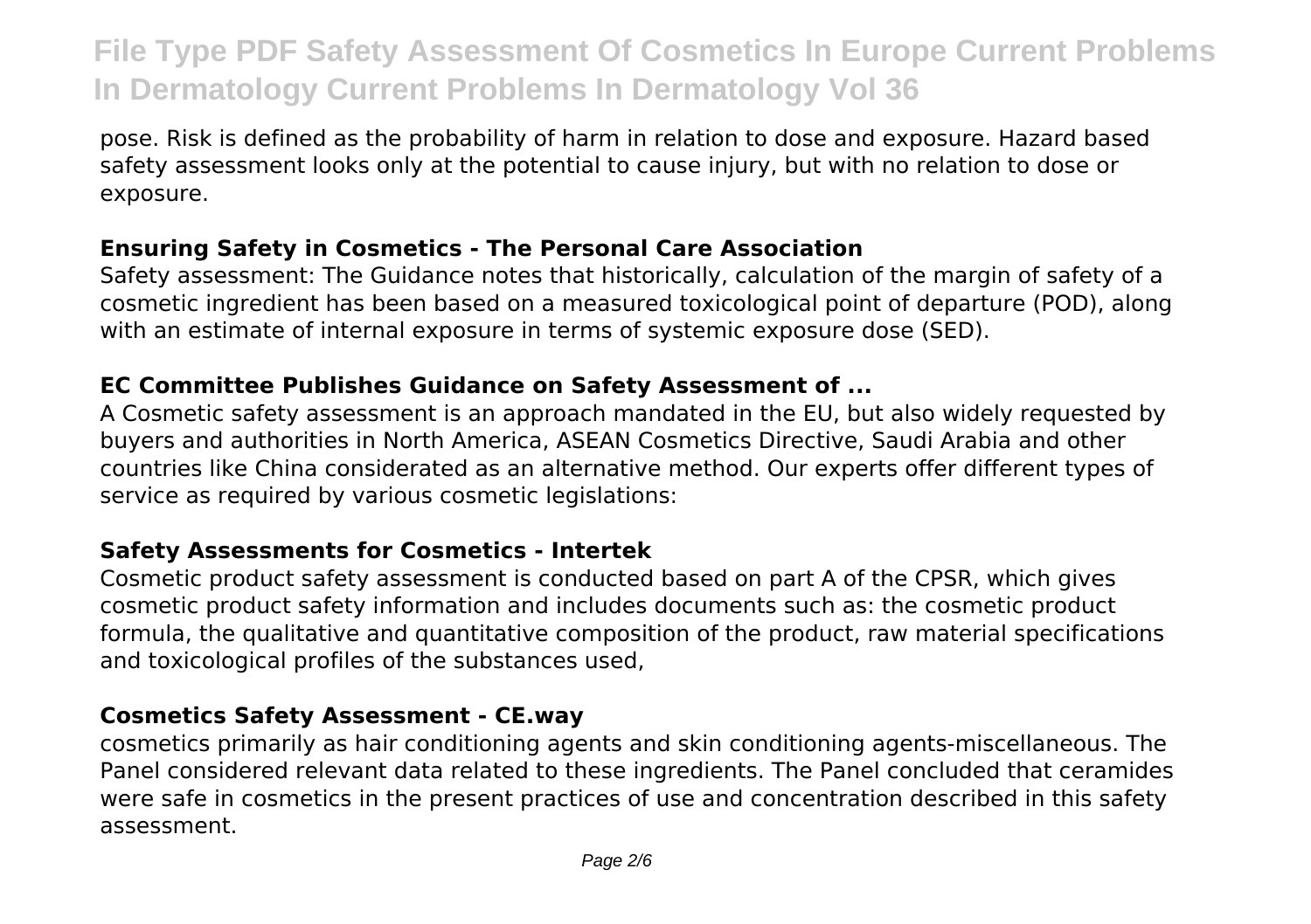pose. Risk is defined as the probability of harm in relation to dose and exposure. Hazard based safety assessment looks only at the potential to cause injury, but with no relation to dose or exposure.

### Ensuring Safety in Cosmetics - The Personal Care Association

Safety assessment: The Guidance notes that historically, calculation of the margin of safety of a cosmetic ingredient has been based on a measured toxicological point of departure (POD), along with an estimate of internal exposure in terms of systemic exposure dose (SED).

### EC Committee Publishes Guidance on Safety Assessment of ...

A Cosmetic safety assessment is an approach mandated in the EU, but also widely requested by buyers and authorities in North America, ASEAN Cosmetics Directive, Saudi Arabia and other countries like China consideratred as an alternative method. Our experts offer different types of service as required by various cosmetic legislations:

### Safety Assessments for Cosmetics - Intertek

Cosmetic product safety assessment is conducted based on part A of the CPSR, which gives cosmetic product safety information and includes documents such as: the cosmetic product formula, the qualitative and quantitative composition of the product, raw material specifications and toxicological profiles of the substances used,

### Cosmetics Safety Assessment - CE.way

cosmetics primarily as hair conditioning agents and skin conditioning agents-miscellaneous. The Panel considered relevant data related to these ingredients. The Panel concluded that ceramides were safe in cosmetics in the present practices of use and concentration described in this safety assessment.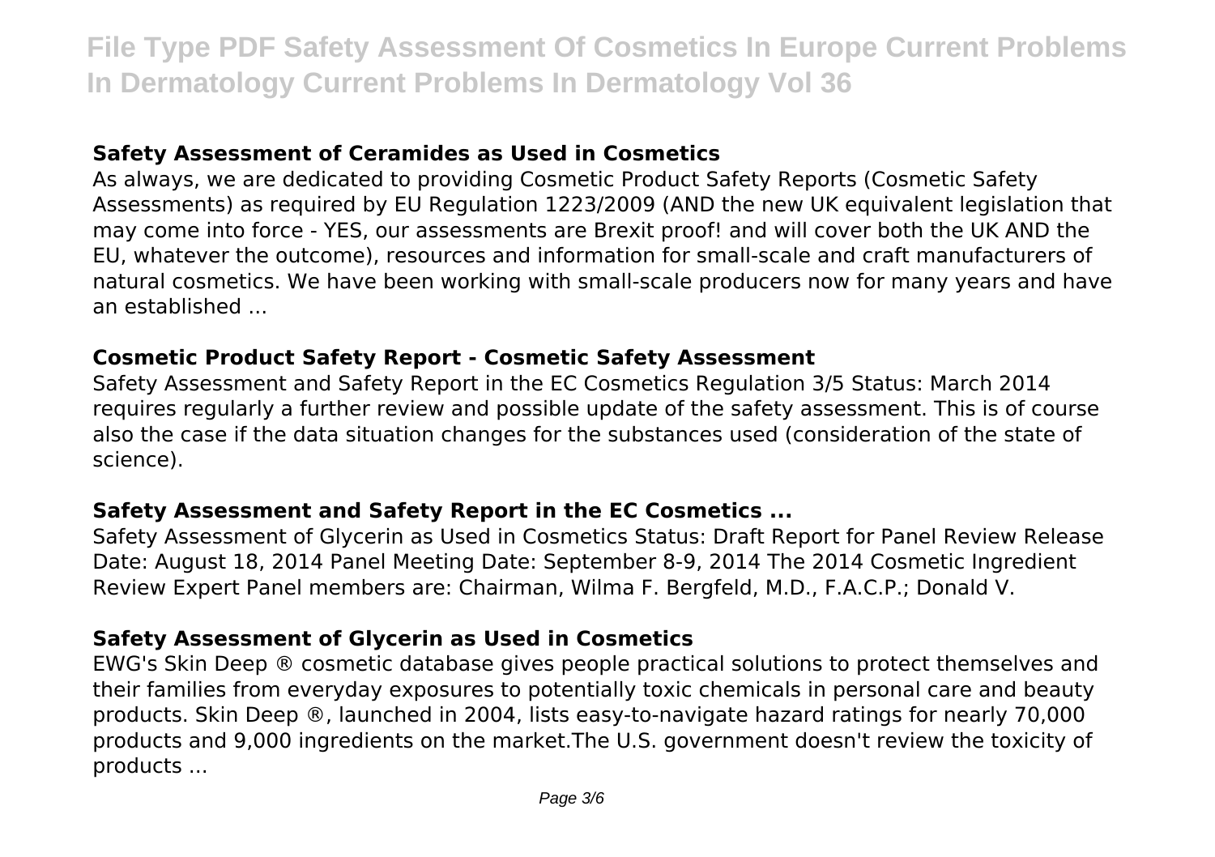### Safety Assessment of Ceramides as Used in Cosmetics

As always, we are dedicated to providing Cosmetic Product Safety Reports (Cosmetic Safety Assessments) as required by EU Regulation 1223/2009 (AND the new UK equivalent legislation that may come into force - YES, our assessments are Brexit proof! and will cover both the UK AND the EU, whatever the outcome), resources and information for small-scale and craft manufacturers of natural cosmetics. We have been working with small-scale producers now for many years and have an established ...

### Cosmetic Product Safety Report - Cosmetic Safety Assessment

Safety Assessment and Safety Report in the EC Cosmetics Regulation 3/5 Status: March 2014 requires regularly a further review and possible update of the safety assessment. This is of course also the case if the data situation changes for the substances used (consideration of the state of science).

### Safety Assessment and Safety Report in the EC Cosmetics ...

Safety Assessment of Glycerin as Used in Cosmetics Status: Draft Report for Panel Review Release Date: August 18, 2014 Panel Meeting Date: September 8-9, 2014 The 2014 Cosmetic Ingredient Review Expert Panel members are: Chairman, Wilma F. Bergfeld, M.D., F.A.C.P.; Donald V.

### Safety Assessment of Glycerin as Used in Cosmetics

EWG's Skin Deep ® cosmetic database gives people practical solutions to protect themselves and their families from everyday exposures to potentially toxic chemicals in personal care and beauty products. Skin Deep ®, launched in 2004, lists easy-to-navigate hazard ratings for nearly 70,000 products and 9,000 ingredients on the market.The U.S. government doesn't review the toxicity of products ...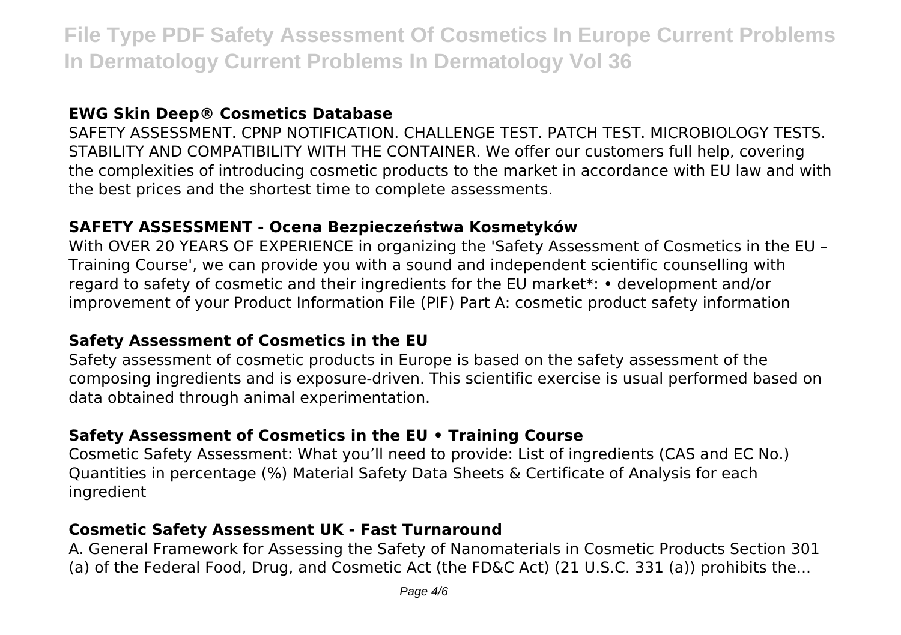## EWG Skin Deep® Cosmetics Database

SAFETY ASSESSMENT. CPNP NOTIFICATION. CHALLENGE TEST. PATCH TEST. MICROBIOLOGY TESTS. STABILITY AND COMPATIBILITY WITH THE CONTAINER. We offer our customers full help, covering the complexities of introducing cosmetic products to the market in accordance with EU law and with the best prices and the shortest time to complete assessments.

## SAFETY ASSESSMENT - Ocena Bezpieczeństwa Kosmetyków

With OVER 20 YEARS OF EXPERIENCE in organizing the 'Safety Assessment of Cosmetics in the EU – Training Course', we can provide you with a sound and independent scientific counselling with regard to safety of cosmetic and their ingredients for the EU market*: • development and/or improvement of your Product Information File (PIF) Part A: cosmetic product safety information

## Safety Assessment of Cosmetics in the EU

Safety assessment of cosmetic products in Europe is based on the safety assessment of the composing ingredients and is exposure-driven. This scientific exercise is usual performed based on data obtained through animal experimentation.

## Safety Assessment of Cosmetics in the EU • Training Course

Cosmetic Safety Assessment: What you'll need to provide: List of ingredients (CAS and EC No.) Quantities in percentage (%) Material Safety Data Sheets & Certificate of Analysis for each ingredient

## Cosmetic Safety Assessment UK - Fast Turnaround

A. General Framework for Assessing the Safety of Nanomaterials in Cosmetic Products Section 301 (a) of the Federal Food, Drug, and Cosmetic Act (the FD&C Act) (21 U.S.C. 331 (a)) prohibits the...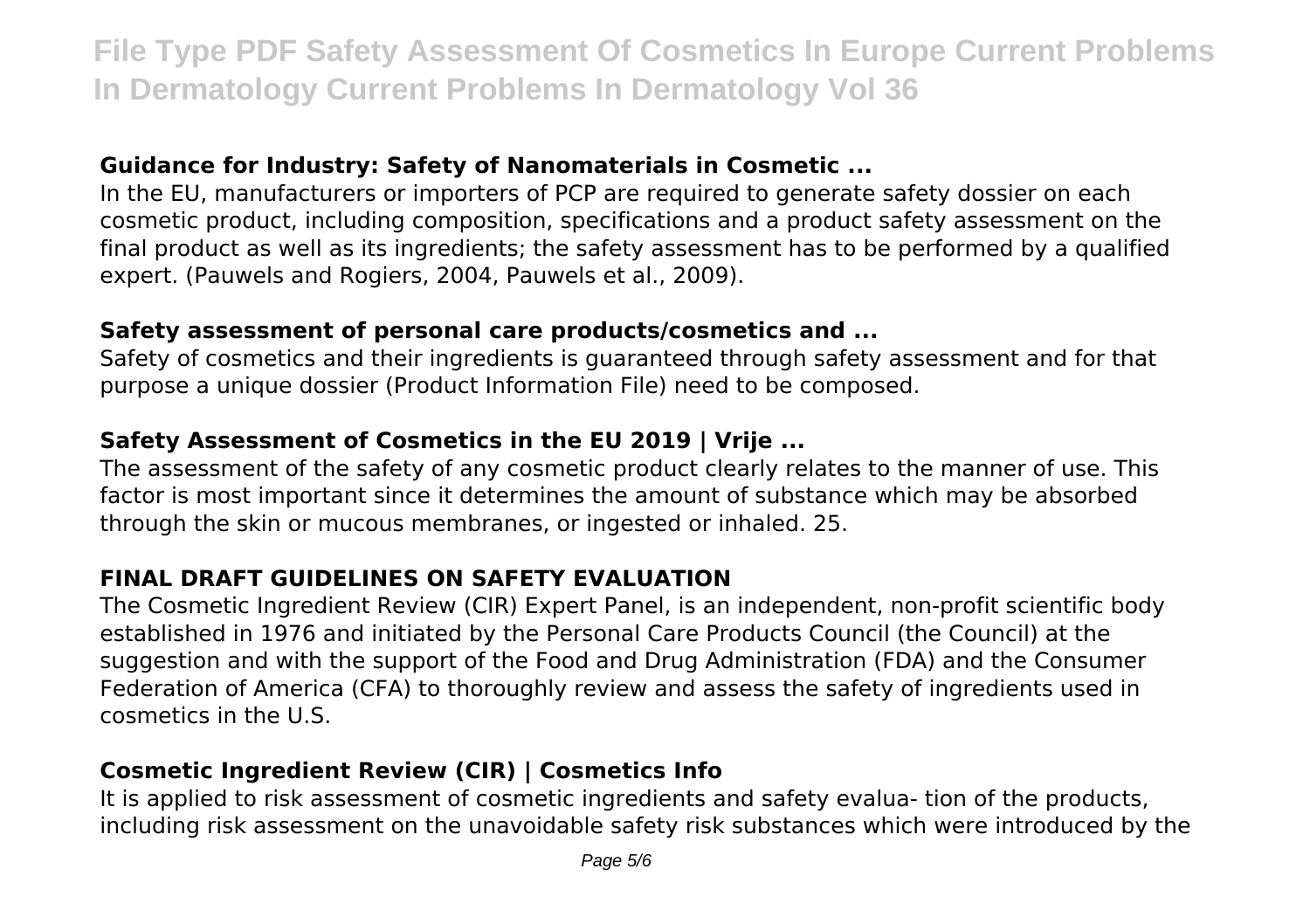### Guidance for Industry: Safety of Nanomaterials in Cosmetic ...

In the EU, manufacturers or importers of PCP are required to generate safety dossier on each cosmetic product, including composition, specifications and a product safety assessment on the final product as well as its ingredients; the safety assessment has to be performed by a qualified expert. (Pauwels and Rogiers, 2004, Pauwels et al., 2009).

### Safety assessment of personal care products/cosmetics and ...

Safety of cosmetics and their ingredients is guaranteed through safety assessment and for that purpose a unique dossier (Product Information File) need to be composed.

### Safety Assessment of Cosmetics in the EU 2019 | Vrije ...

The assessment of the safety of any cosmetic product clearly relates to the manner of use. This factor is most important since it determines the amount of substance which may be absorbed through the skin or mucous membranes, or ingested or inhaled. 25.

### FINAL DRAFT GUIDELINES ON SAFETY EVALUATION

The Cosmetic Ingredient Review (CIR) Expert Panel, is an independent, non-profit scientific body established in 1976 and initiated by the Personal Care Products Council (the Council) at the suggestion and with the support of the Food and Drug Administration (FDA) and the Consumer Federation of America (CFA) to thoroughly review and assess the safety of ingredients used in cosmetics in the U.S.

### Cosmetic Ingredient Review (CIR) | Cosmetics Info

It is applied to risk assessment of cosmetic ingredients and safety evalua- tion of the products, including risk assessment on the unavoidable safety risk substances which were introduced by the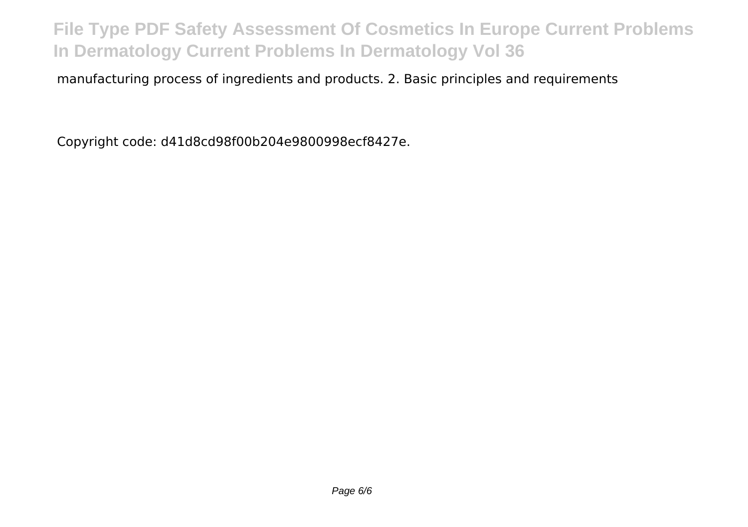manufacturing process of ingredients and products. 2. Basic principles and requirements

Copyright code: d41d8cd98f00b204e9800998ecf8427e.